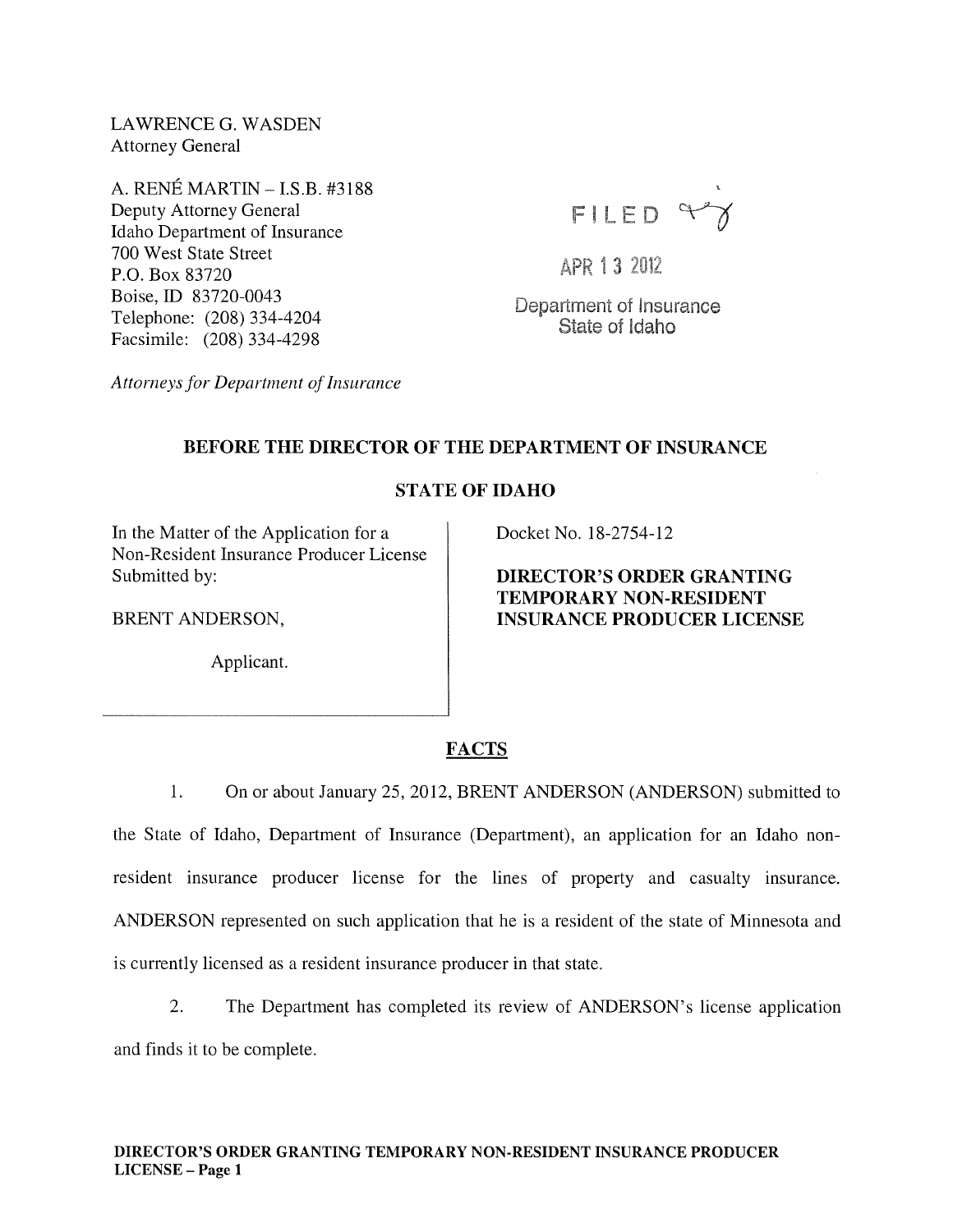LAWRENCE G. WASDEN
Attorney General

A. RENÉ MARTIN – I.S.B. #3188
Deputy Attorney General
Idaho Department of Insurance
700 West State Street
P.O. Box 83720
Boise, ID 83720-0043
Telephone: (208) 334-4204
Facsimile: (208) 334-4298

*Attorneys for Department of Insurance*

FILED

APR 13 2012

Department of Insurance
State of Idaho

**BEFORE THE DIRECTOR OF THE DEPARTMENT OF INSURANCE**

**STATE OF IDAHO**

In the Matter of the Application for a Non-Resident Insurance Producer License Submitted by:

BRENT ANDERSON,

Applicant.

Docket No. 18-2754-12

**DIRECTOR'S ORDER GRANTING TEMPORARY NON-RESIDENT INSURANCE PRODUCER LICENSE**

## FACTS

1. On or about January 25, 2012, BRENT ANDERSON (ANDERSON) submitted to the State of Idaho, Department of Insurance (Department), an application for an Idaho non-resident insurance producer license for the lines of property and casualty insurance. ANDERSON represented on such application that he is a resident of the state of Minnesota and is currently licensed as a resident insurance producer in that state.

2. The Department has completed its review of ANDERSON's license application and finds it to be complete.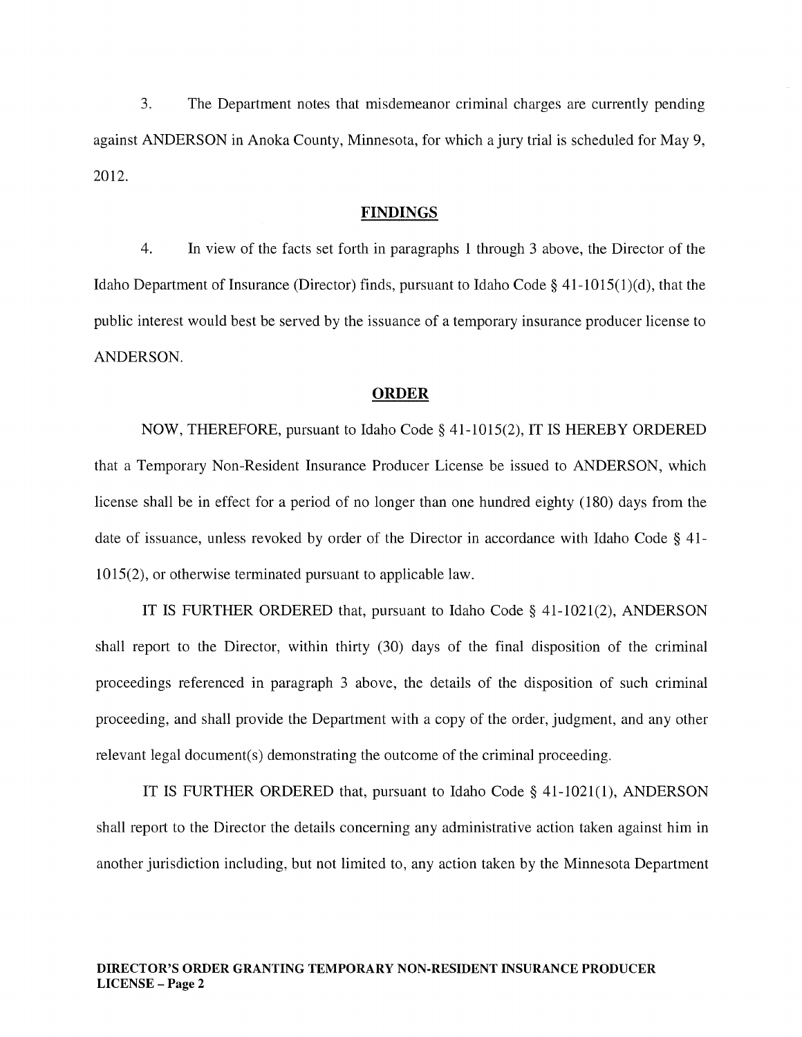3. The Department notes that misdemeanor criminal charges are currently pending against ANDERSON in Anoka County, Minnesota, for which a jury trial is scheduled for May 9, 2012.

## FINDINGS

4. In view of the facts set forth in paragraphs 1 through 3 above, the Director of the Idaho Department of Insurance (Director) finds, pursuant to Idaho Code § 41-1015(1)(d), that the public interest would best be served by the issuance of a temporary insurance producer license to ANDERSON.

## ORDER

NOW, THEREFORE, pursuant to Idaho Code § 41-1015(2), IT IS HEREBY ORDERED that a Temporary Non-Resident Insurance Producer License be issued to ANDERSON, which license shall be in effect for a period of no longer than one hundred eighty (180) days from the date of issuance, unless revoked by order of the Director in accordance with Idaho Code § 41-1015(2), or otherwise terminated pursuant to applicable law.

IT IS FURTHER ORDERED that, pursuant to Idaho Code § 41-1021(2), ANDERSON shall report to the Director, within thirty (30) days of the final disposition of the criminal proceedings referenced in paragraph 3 above, the details of the disposition of such criminal proceeding, and shall provide the Department with a copy of the order, judgment, and any other relevant legal document(s) demonstrating the outcome of the criminal proceeding.

IT IS FURTHER ORDERED that, pursuant to Idaho Code § 41-1021(1), ANDERSON shall report to the Director the details concerning any administrative action taken against him in another jurisdiction including, but not limited to, any action taken by the Minnesota Department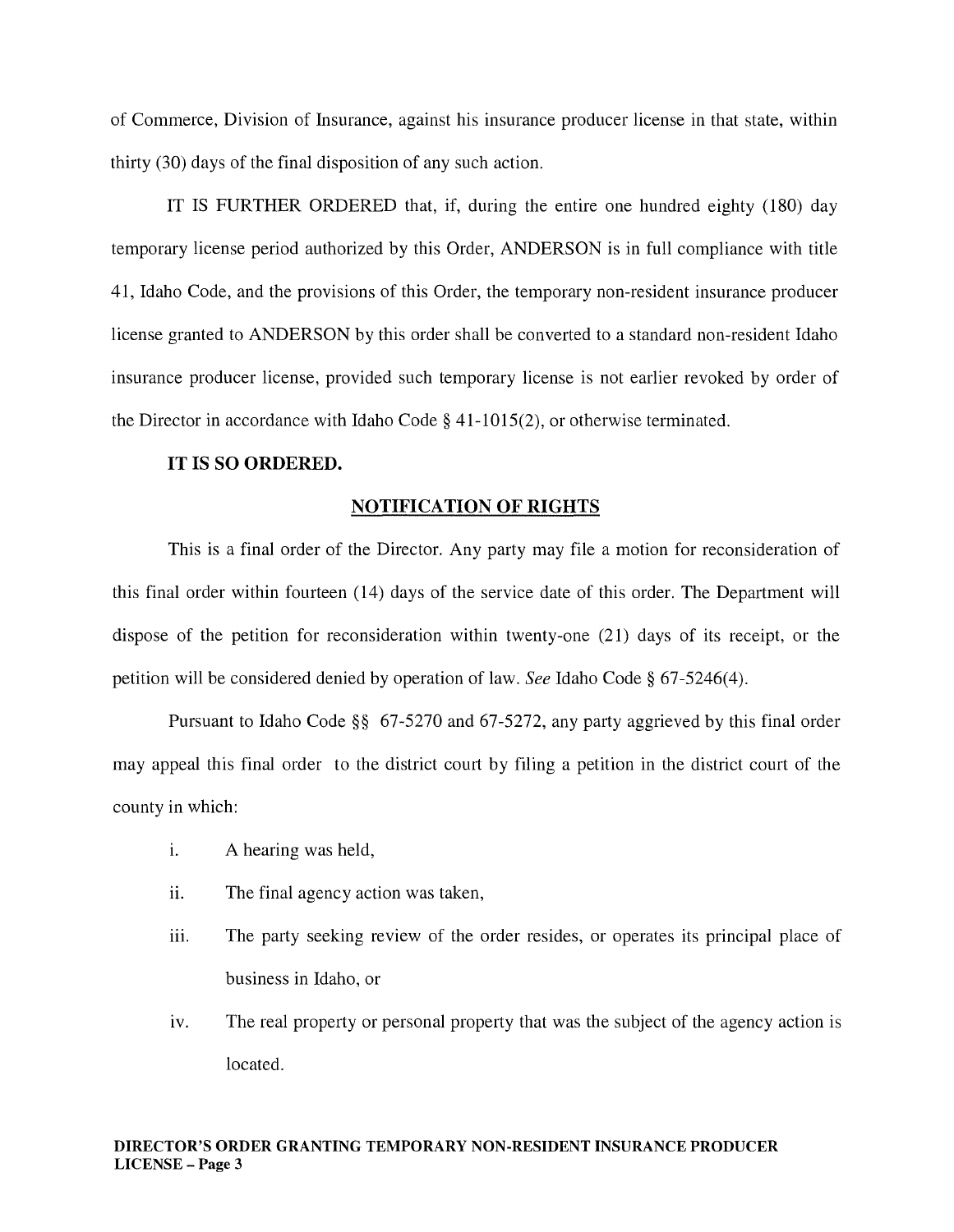of Commerce, Division of Insurance, against his insurance producer license in that state, within thirty (30) days of the final disposition of any such action.

IT IS FURTHER ORDERED that, if, during the entire one hundred eighty (180) day temporary license period authorized by this Order, ANDERSON is in full compliance with title 41, Idaho Code, and the provisions of this Order, the temporary non-resident insurance producer license granted to ANDERSON by this order shall be converted to a standard non-resident Idaho insurance producer license, provided such temporary license is not earlier revoked by order of the Director in accordance with Idaho Code § 41-1015(2), or otherwise terminated.

**IT IS SO ORDERED.**

## NOTIFICATION OF RIGHTS

This is a final order of the Director. Any party may file a motion for reconsideration of this final order within fourteen (14) days of the service date of this order. The Department will dispose of the petition for reconsideration within twenty-one (21) days of its receipt, or the petition will be considered denied by operation of law. *See* Idaho Code § 67-5246(4).

Pursuant to Idaho Code §§ 67-5270 and 67-5272, any party aggrieved by this final order may appeal this final order to the district court by filing a petition in the district court of the county in which:

i. A hearing was held,

ii. The final agency action was taken,

iii. The party seeking review of the order resides, or operates its principal place of business in Idaho, or

iv. The real property or personal property that was the subject of the agency action is located.

**DIRECTOR'S ORDER GRANTING TEMPORARY NON-RESIDENT INSURANCE PRODUCER LICENSE – Page 3**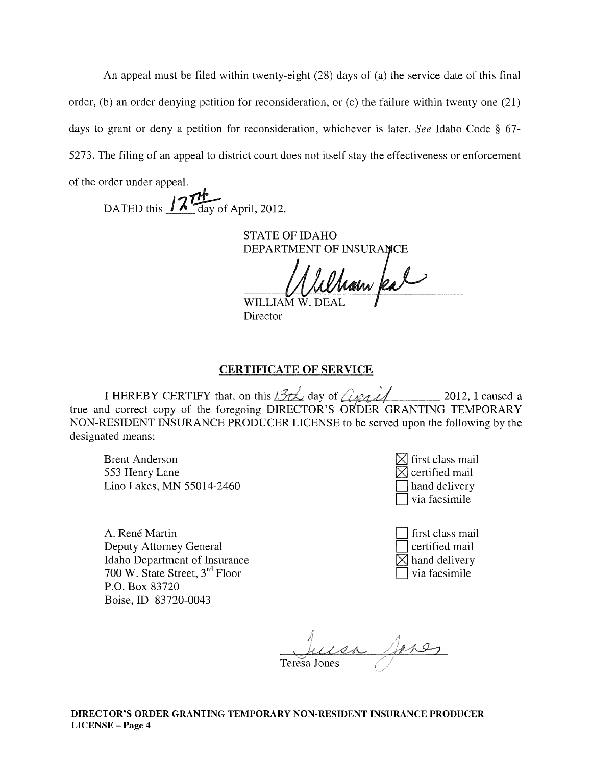An appeal must be filed within twenty-eight (28) days of (a) the service date of this final order, (b) an order denying petition for reconsideration, or (c) the failure within twenty-one (21) days to grant or deny a petition for reconsideration, whichever is later. *See* Idaho Code § 67-5273. The filing of an appeal to district court does not itself stay the effectiveness or enforcement of the order under appeal.

DATED this 12TH day of April, 2012.

STATE OF IDAHO
DEPARTMENT OF INSURANCE

WILLIAM W. DEAL
Director

## CERTIFICATE OF SERVICE

I HEREBY CERTIFY that, on this 13th day of April 2012, I caused a true and correct copy of the foregoing DIRECTOR'S ORDER GRANTING TEMPORARY NON-RESIDENT INSURANCE PRODUCER LICENSE to be served upon the following by the designated means:

Brent Anderson
553 Henry Lane
Lino Lakes, MN 55014-2460

☒ first class mail
☒ certified mail
☐ hand delivery
☐ via facsimile

A. René Martin
Deputy Attorney General
Idaho Department of Insurance
700 W. State Street, 3rd Floor
P.O. Box 83720
Boise, ID 83720-0043

☐ first class mail
☐ certified mail
☒ hand delivery
☐ via facsimile

Teresa Jones

**DIRECTOR'S ORDER GRANTING TEMPORARY NON-RESIDENT INSURANCE PRODUCER LICENSE – Page 4**